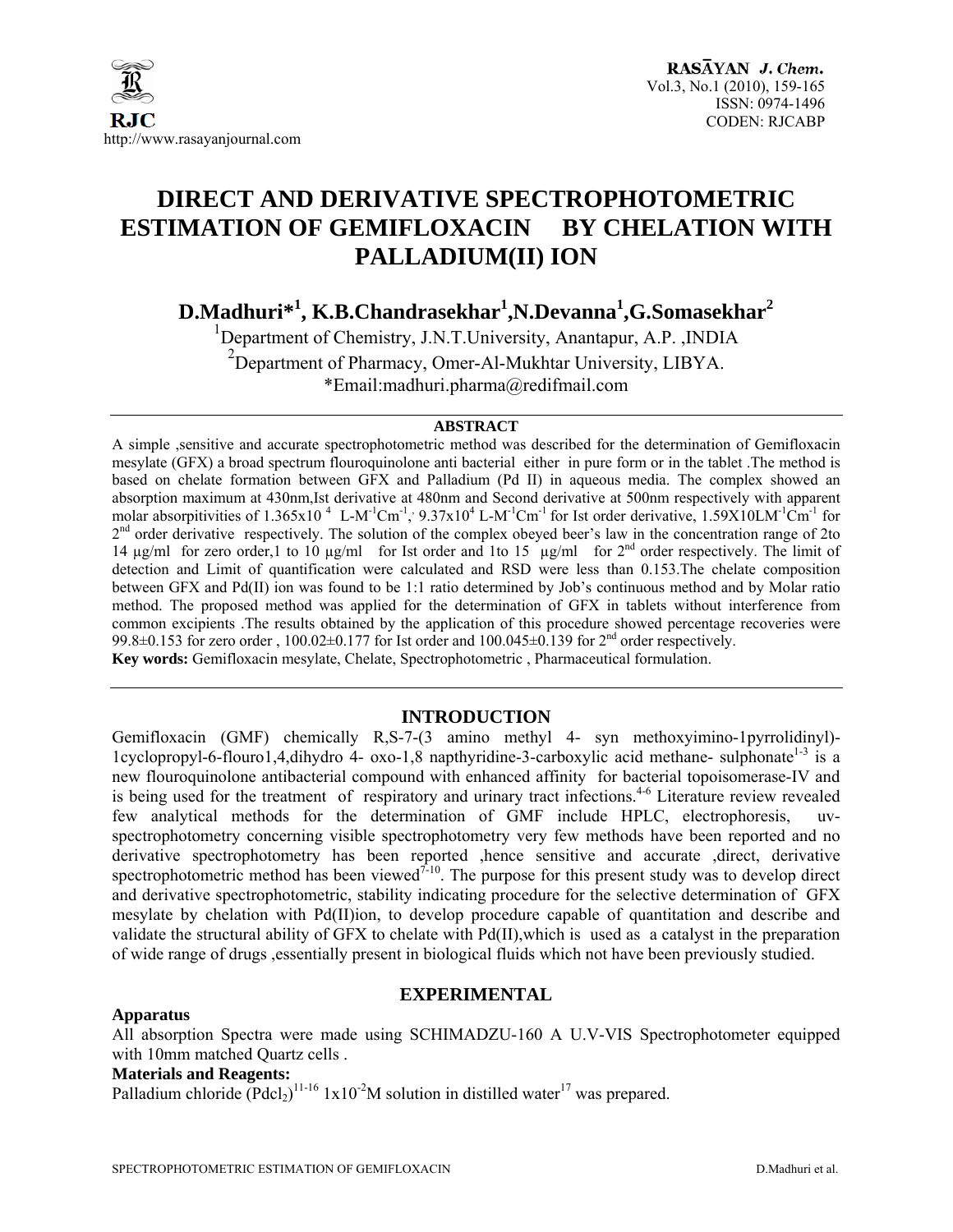# DIRECT AND DERIVATIVE SPECTROPHOTOMETRIC ESTIMATION OF GEMIFLOXACIN BY CHELATION WITH PALLADIUM(II) ION

**D.Madhuri*[1], K.B.Chandrasekhar[1], N.Devanna[1], G.Somasekhar[2]**

[1]Department of Chemistry, J.N.T.University, Anantapur, A.P. ,INDIA

[2]Department of Pharmacy, Omer-Al-Mukhtar University, LIBYA.

*Email:madhuri.pharma@redifmail.com

## ABSTRACT

A simple ,sensitive and accurate spectrophotometric method was described for the determination of Gemifloxacin mesylate (GFX) a broad spectrum flouroquinolone anti bacterial either in pure form or in the tablet .The method is based on chelate formation between GFX and Palladium (Pd II) in aqueous media. The complex showed an absorption maximum at 430nm,Ist derivative at 480nm and Second derivative at 500nm respectively with apparent molar absorpitivities of $1.365x10^{4}$ $L\text{-}M^{-1}Cm^{-1}$, $9.37x10^{4}$ $L\text{-}M^{-1}Cm^{-1}$ for Ist order derivative, $1.59X10LM^{-1}Cm^{-1}$ for $2^{nd}$ order derivative respectively. The solution of the complex obeyed beer's law in the concentration range of 2to 14 µg/ml for zero order,1 to 10 µg/ml for Ist order and 1to 15 µg/ml for $2^{nd}$ order respectively. The limit of detection and Limit of quantification were calculated and RSD were less than 0.153.The chelate composition between GFX and Pd(II) ion was found to be 1:1 ratio determined by Job's continuous method and by Molar ratio method. The proposed method was applied for the determination of GFX in tablets without interference from common excipients .The results obtained by the application of this procedure showed percentage recoveries were 99.8±0.153 for zero order , 100.02±0.177 for Ist order and 100.045±0.139 for $2^{nd}$ order respectively.

**Key words:** Gemifloxacin mesylate, Chelate, Spectrophotometric , Pharmaceutical formulation.

## INTRODUCTION

Gemifloxacin (GMF) chemically R,S-7-(3 amino methyl 4- syn methoxyimino-1pyrrolidinyl)-1cyclopropyl-6-flouro1,4,dihydro 4- oxo-1,8 napthyridine-3-carboxylic acid methane- sulphonate[1-3] is a new flouroquinolone antibacterial compound with enhanced affinity for bacterial topoisomerase-IV and is being used for the treatment of respiratory and urinary tract infections.[4-6] Literature review revealed few analytical methods for the determination of GMF include HPLC, electrophoresis, uv-spectrophotometry concerning visible spectrophotometry very few methods have been reported and no derivative spectrophotometry has been reported ,hence sensitive and accurate ,direct, derivative spectrophotometric method has been viewed[7-10]. The purpose for this present study was to develop direct and derivative spectrophotometric, stability indicating procedure for the selective determination of GFX mesylate by chelation with Pd(II)ion, to develop procedure capable of quantitation and describe and validate the structural ability of GFX to chelate with Pd(II),which is used as a catalyst in the preparation of wide range of drugs ,essentially present in biological fluids which not have been previously studied.

## EXPERIMENTAL

### Apparatus

All absorption Spectra were made using SCHIMADZU-160 A U.V-VIS Spectrophotometer equipped with 10mm matched Quartz cells .

### Materials and Reagents:

Palladium chloride ($Pdcl_2$)[11-16] $1x10^{-2}M$ solution in distilled water[17] was prepared.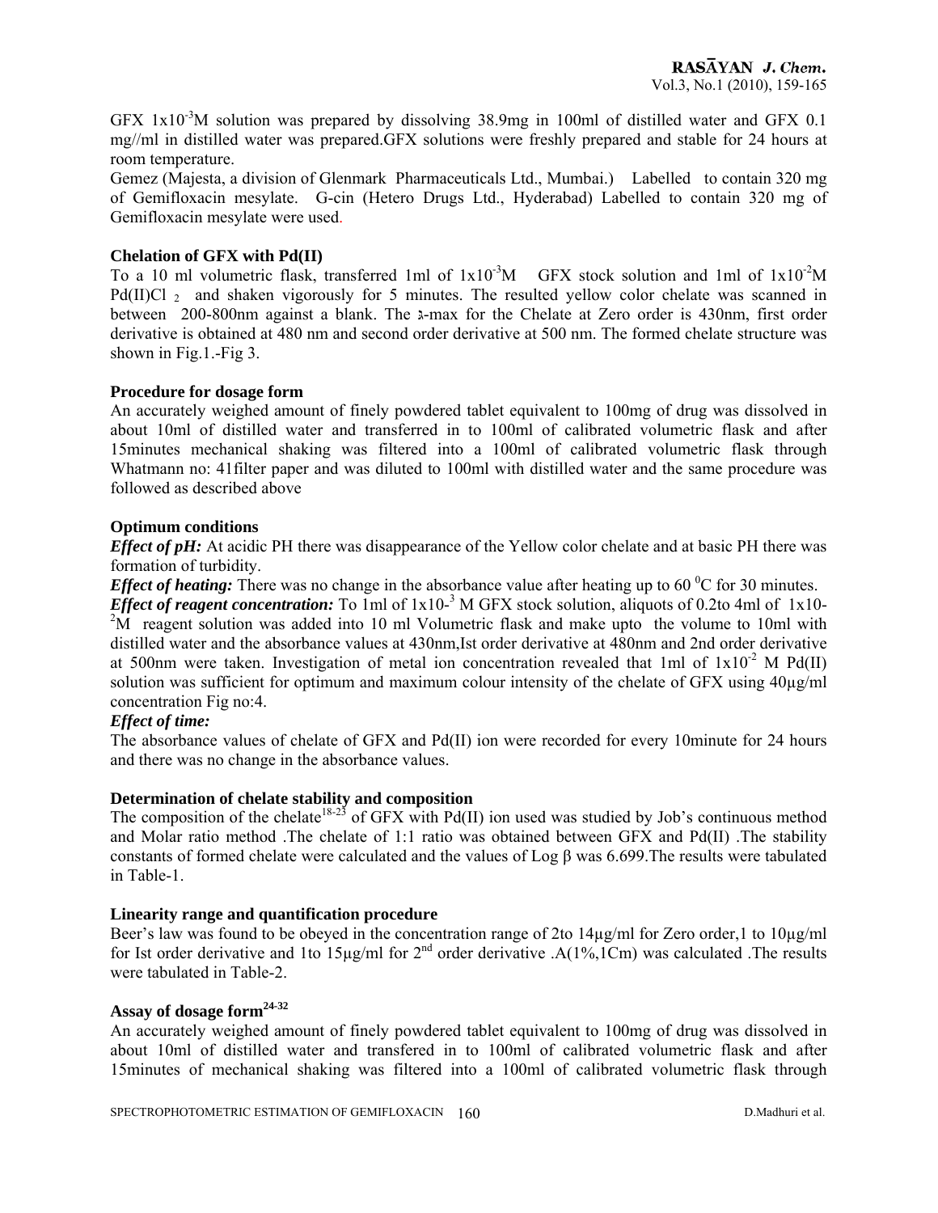GFX $1x10^{-3}$M solution was prepared by dissolving 38.9mg in 100ml of distilled water and GFX 0.1 mg//ml in distilled water was prepared.GFX solutions were freshly prepared and stable for 24 hours at room temperature.

Gemez (Majesta, a division of Glenmark Pharmaceuticals Ltd., Mumbai.) Labelled to contain 320 mg of Gemifloxacin mesylate. G-cin (Hetero Drugs Ltd., Hyderabad) Labelled to contain 320 mg of Gemifloxacin mesylate were used.

### Chelation of GFX with Pd(II)

To a 10 ml volumetric flask, transferred 1ml of $1x10^{-3}$M GFX stock solution and 1ml of $1x10^{-2}$M Pd(II)$Cl_2$ and shaken vigorously for 5 minutes. The resulted yellow color chelate was scanned in between 200-800nm against a blank. The λ-max for the Chelate at Zero order is 430nm, first order derivative is obtained at 480 nm and second order derivative at 500 nm. The formed chelate structure was shown in Fig.1.-Fig 3.

### Procedure for dosage form

An accurately weighed amount of finely powdered tablet equivalent to 100mg of drug was dissolved in about 10ml of distilled water and transferred in to 100ml of calibrated volumetric flask and after 15minutes mechanical shaking was filtered into a 100ml of calibrated volumetric flask through Whatmann no: 41filter paper and was diluted to 100ml with distilled water and the same procedure was followed as described above

### Optimum conditions

***Effect of pH:*** At acidic PH there was disappearance of the Yellow color chelate and at basic PH there was formation of turbidity.

***Effect of heating:*** There was no change in the absorbance value after heating up to 60 $^0$C for 30 minutes.

***Effect of reagent concentration:*** To 1ml of $1x10^{-3}$ M GFX stock solution, aliquots of 0.2to 4ml of $1x10^{-2}$M reagent solution was added into 10 ml Volumetric flask and make upto the volume to 10ml with distilled water and the absorbance values at 430nm,Ist order derivative at 480nm and 2nd order derivative at 500nm were taken. Investigation of metal ion concentration revealed that 1ml of $1x10^{-2}$ M Pd(II) solution was sufficient for optimum and maximum colour intensity of the chelate of GFX using 40μg/ml concentration Fig no:4.

***Effect of time:***

The absorbance values of chelate of GFX and Pd(II) ion were recorded for every 10minute for 24 hours and there was no change in the absorbance values.

### Determination of chelate stability and composition

The composition of the chelate[18-23] of GFX with Pd(II) ion used was studied by Job's continuous method and Molar ratio method .The chelate of 1:1 ratio was obtained between GFX and Pd(II) .The stability constants of formed chelate were calculated and the values of Log β was 6.699.The results were tabulated in Table-1.

### Linearity range and quantification procedure

Beer's law was found to be obeyed in the concentration range of 2to 14μg/ml for Zero order,1 to 10μg/ml for Ist order derivative and 1to 15μg/ml for 2$^{nd}$ order derivative .A(1%,1Cm) was calculated .The results were tabulated in Table-2.

### Assay of dosage form[24-32]

An accurately weighed amount of finely powdered tablet equivalent to 100mg of drug was dissolved in about 10ml of distilled water and transfered in to 100ml of calibrated volumetric flask and after 15minutes of mechanical shaking was filtered into a 100ml of calibrated volumetric flask through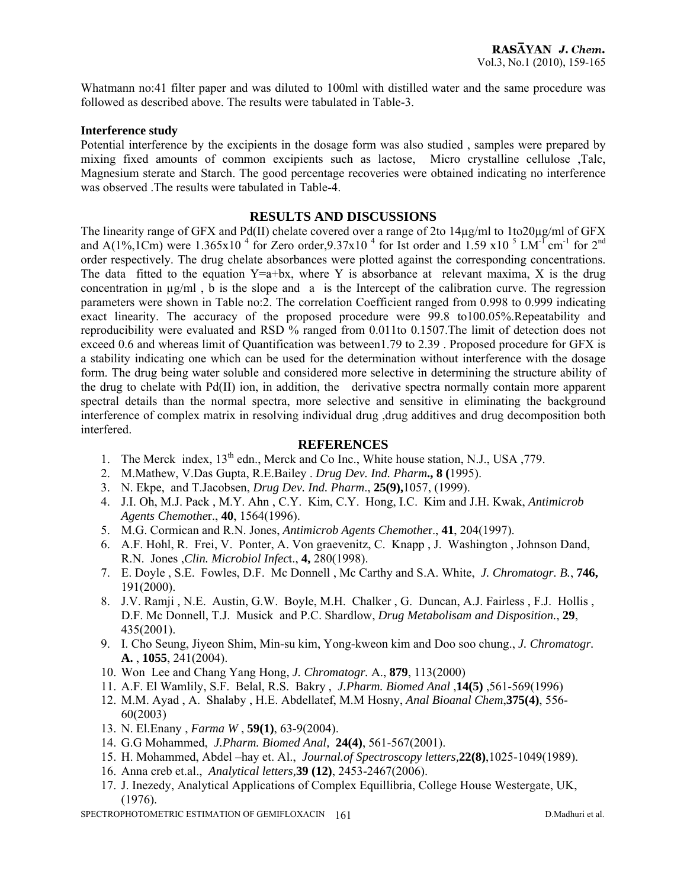Whatmann no:41 filter paper and was diluted to 100ml with distilled water and the same procedure was followed as described above. The results were tabulated in Table-3.

**Interference study**

Potential interference by the excipients in the dosage form was also studied , samples were prepared by mixing fixed amounts of common excipients such as lactose, Micro crystalline cellulose ,Talc, Magnesium sterate and Starch. The good percentage recoveries were obtained indicating no interference was observed .The results were tabulated in Table-4.

## RESULTS AND DISCUSSIONS

The linearity range of GFX and Pd(II) chelate covered over a range of 2to 14μg/ml to 1to20μg/ml of GFX and A(1%,1Cm) were $1.365 \times 10^{4}$ for Zero order,$9.37 \times 10^{4}$ for Ist order and $1.59 \times 10^{5}$ $LM^{-1} cm^{-1}$ for $2^{nd}$ order respectively. The drug chelate absorbances were plotted against the corresponding concentrations. The data fitted to the equation Y=a+bx, where Y is absorbance at relevant maxima, X is the drug concentration in μg/ml , b is the slope and a is the Intercept of the calibration curve. The regression parameters were shown in Table no:2. The correlation Coefficient ranged from 0.998 to 0.999 indicating exact linearity. The accuracy of the proposed procedure were 99.8 to100.05%.Repeatability and reproducibility were evaluated and RSD % ranged from 0.011to 0.1507.The limit of detection does not exceed 0.6 and whereas limit of Quantification was between1.79 to 2.39 . Proposed procedure for GFX is a stability indicating one which can be used for the determination without interference with the dosage form. The drug being water soluble and considered more selective in determining the structure ability of the drug to chelate with Pd(II) ion, in addition, the derivative spectra normally contain more apparent spectral details than the normal spectra, more selective and sensitive in eliminating the background interference of complex matrix in resolving individual drug ,drug additives and drug decomposition both interfered.

## REFERENCES

1. The Merck index, $13^{th}$ edn., Merck and Co Inc., White house station, N.J., USA ,779.
2. M.Mathew, V.Das Gupta, R.E.Bailey . *Drug Dev. Ind. Pharm***., 8 (**1995).
3. N. Ekpe, and T.Jacobsen, *Drug Dev. Ind. Pharm*., **25(9),**1057, (1999).
4. J.I. Oh, M.J. Pack , M.Y. Ahn , C.Y. Kim, C.Y. Hong, I.C. Kim and J.H. Kwak, *Antimicrob Agents Chemothe*r., **40**, 1564(1996).
5. M.G. Cormican and R.N. Jones, *Antimicrob Agents Chemothe*r., **41**, 204(1997).
6. A.F. Hohl, R. Frei, V. Ponter, A. Von graevenitz, C. Knapp , J. Washington , Johnson Dand, R.N. Jones ,*Clin. Microbiol Infec*t., **4,** 280(1998).
7. E. Doyle , S.E. Fowles, D.F. Mc Donnell , Mc Carthy and S.A. White, *J. Chromatogr. B.*, **746,** 191(2000).
8. J.V. Ramji , N.E. Austin, G.W. Boyle, M.H. Chalker , G. Duncan, A.J. Fairless , F.J. Hollis , D.F. Mc Donnell, T.J. Musick and P.C. Shardlow, *Drug Metabolisam and Disposition.*, **29**, 435(2001).
9. I. Cho Seung, Jiyeon Shim, Min-su kim, Yong-kweon kim and Doo soo chung., *J. Chromatogr.* **A.** , **1055**, 241(2004).
10. Won Lee and Chang Yang Hong, *J. Chromatogr.* A., **879**, 113(2000)
11. A.F. El Wamlily, S.F. Belal, R.S. Bakry , *J.Pharm. Biomed Anal* ,**14(5)** ,561-569(1996)
12. M.M. Ayad , A. Shalaby , H.E. Abdellatef, M.M Hosny, *Anal Bioanal Chem*,**375(4)**, 556-60(2003)
13. N. El.Enany , *Farma W* , **59(1)**, 63-9(2004).
14. G.G Mohammed, *J.Pharm. Biomed Anal,* **24(4)**, 561-567(2001).
15. H. Mohammed, Abdel –hay et. Al., *Journal.of Spectroscopy letters,***22(8)**,1025-1049(1989).
16. Anna creb et.al., *Analytical letters,***39 (12)**, 2453-2467(2006).
17. J. Inezedy, Analytical Applications of Complex Equillibria, College House Westergate, UK, (1976).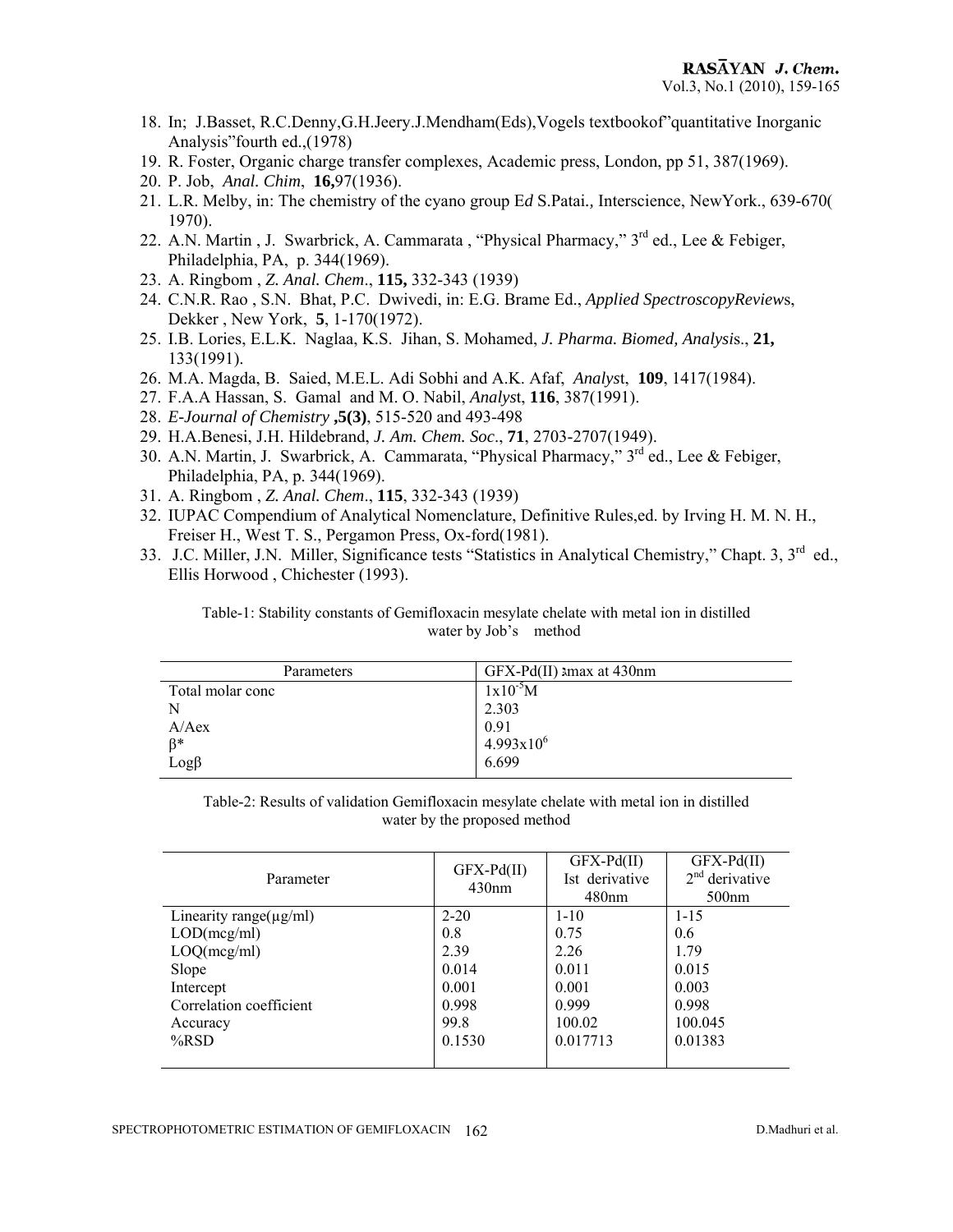18. In; J.Basset, R.C.Denny,G.H.Jeery.J.Mendham(Eds),Vogels textbookof"quantitative Inorganic Analysis"fourth ed.,(1978)
19. R. Foster, Organic charge transfer complexes, Academic press, London, pp 51, 387(1969).
20. P. Job, *Anal. Chim*, **16,**97(1936).
21. L.R. Melby, in: The chemistry of the cyano group E*d* S.Patai*.,* Interscience, NewYork., 639-670(1970).
22. A.N. Martin , J. Swarbrick, A. Cammarata , "Physical Pharmacy," 3rd ed., Lee & Febiger, Philadelphia, PA, p. 344(1969).
23. A. Ringbom , *Z. Anal. Chem*., **115,** 332-343 (1939)
24. C.N.R. Rao , S.N. Bhat, P.C. Dwivedi, in: E.G. Brame Ed., *Applied SpectroscopyReview*s, Dekker , New York, **5**, 1-170(1972).
25. I.B. Lories, E.L.K. Naglaa, K.S. Jihan, S. Mohamed, *J. Pharma. Biomed, Analysi*s., **21,** 133(1991).
26. M.A. Magda, B. Saied, M.E.L. Adi Sobhi and A.K. Afaf, *Analys*t, **109**, 1417(1984).
27. F.A.A Hassan, S. Gamal and M. O. Nabil, *Analys*t, **116**, 387(1991).
28. *E-Journal of Chemistry* **,5(3)**, 515-520 and 493-498
29. H.A.Benesi, J.H. Hildebrand, *J. Am. Chem. Soc*., **71**, 2703-2707(1949).
30. A.N. Martin, J. Swarbrick, A. Cammarata, "Physical Pharmacy," 3rd ed., Lee & Febiger, Philadelphia, PA, p. 344(1969).
31. A. Ringbom , *Z. Anal. Chem*., **115**, 332-343 (1939)
32. IUPAC Compendium of Analytical Nomenclature, Definitive Rules,ed. by Irving H. M. N. H., Freiser H., West T. S., Pergamon Press, Ox-ford(1981).
33. J.C. Miller, J.N. Miller, Significance tests "Statistics in Analytical Chemistry," Chapt. 3, 3rd ed., Ellis Horwood , Chichester (1993).

Table-1: Stability constants of Gemifloxacin mesylate chelate with metal ion in distilled water by Job's method

| Parameters | GFX-Pd(II) λmax at 430nm |
|---|---|
| Total molar conc | $1x10^{-5}$M |
| N | 2.303 |
| A/Aex | 0.91 |
| β* | $4.993x10^{6}$ |
| Logβ | 6.699 |

Table-2: Results of validation Gemifloxacin mesylate chelate with metal ion in distilled water by the proposed method

| Parameter | GFX-Pd(II) 430nm | GFX-Pd(II) Ist derivative 480nm | GFX-Pd(II) 2nd derivative 500nm |
|---|---|---|---|
| Linearity range(µg/ml) | 2-20 | 1-10 | 1-15 |
| LOD(mcg/ml) | 0.8 | 0.75 | 0.6 |
| LOQ(mcg/ml) | 2.39 | 2.26 | 1.79 |
| Slope | 0.014 | 0.011 | 0.015 |
| Intercept | 0.001 | 0.001 | 0.003 |
| Correlation coefficient | 0.998 | 0.999 | 0.998 |
| Accuracy | 99.8 | 100.02 | 100.045 |
| %RSD | 0.1530 | 0.017713 | 0.01383 |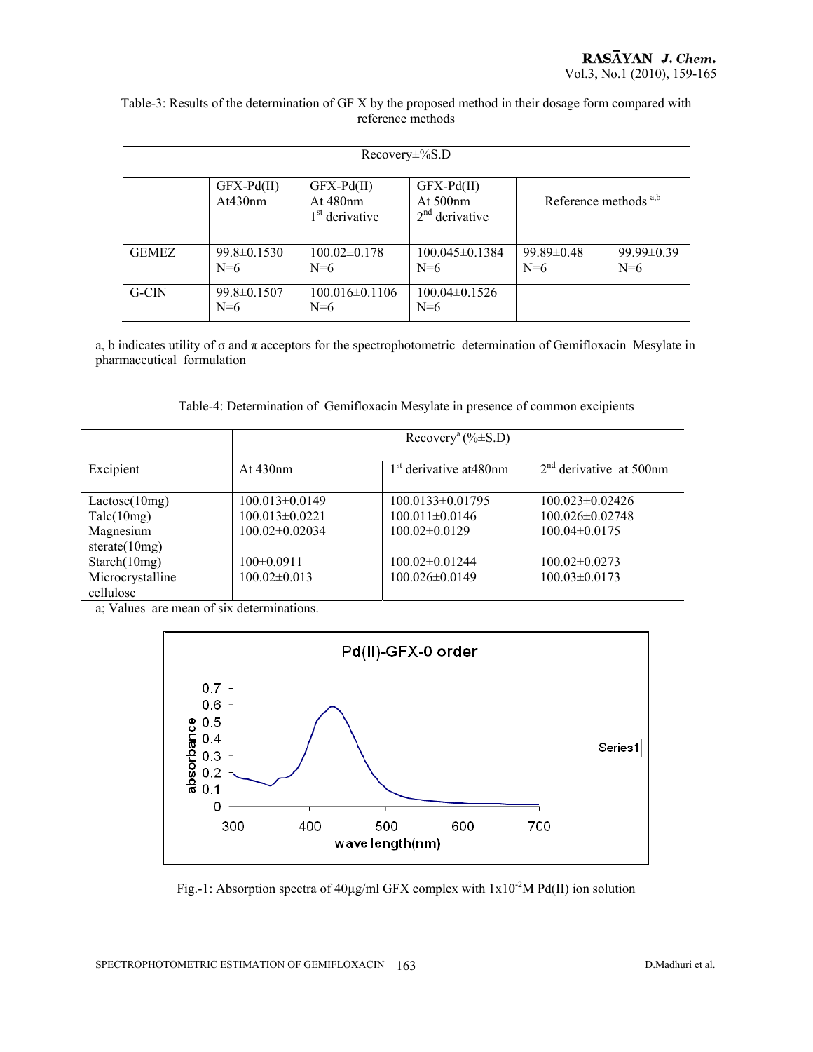Table-3: Results of the determination of GF X by the proposed method in their dosage form compared with reference methods

| | Recovery±%S.D | | | | |
|---|---|---|---|---|---|
| | GFX-Pd(II) At430nm | GFX-Pd(II) At 480nm 1[st] derivative | GFX-Pd(II) At 500nm 2[nd] derivative | Reference methods [a,b] | |
| GEMEZ | 99.8±0.1530 N=6 | 100.02±0.178 N=6 | 100.045±0.1384 N=6 | 99.89±0.48 N=6 | 99.99±0.39 N=6 |
| G-CIN | 99.8±0.1507 N=6 | 100.016±0.1106 N=6 | 100.04±0.1526 N=6 | | |

a, b indicates utility of σ and π acceptors for the spectrophotometric determination of Gemifloxacin Mesylate in pharmaceutical formulation

Table-4: Determination of Gemifloxacin Mesylate in presence of common excipients

| | Recovery[a] (%±S.D) | | |
|---|---|---|---|
| Excipient | At 430nm | 1[st] derivative at480nm | 2[nd] derivative at 500nm |
| Lactose(10mg) | 100.013±0.0149 | 100.0133±0.01795 | 100.023±0.02426 |
| Talc(10mg) | 100.013±0.0221 | 100.011±0.0146 | 100.026±0.02748 |
| Magnesium sterate(10mg) | 100.02±0.02034 | 100.02±0.0129 | 100.04±0.0175 |
| Starch(10mg) | 100±0.0911 | 100.02±0.01244 | 100.02±0.0273 |
| Microcrystalline cellulose | 100.02±0.013 | 100.026±0.0149 | 100.03±0.0173 |

a; Values are mean of six determinations.

Fig.-1: Absorption spectra of 40µg/ml GFX complex with $1x10^{-2}$M Pd(II) ion solution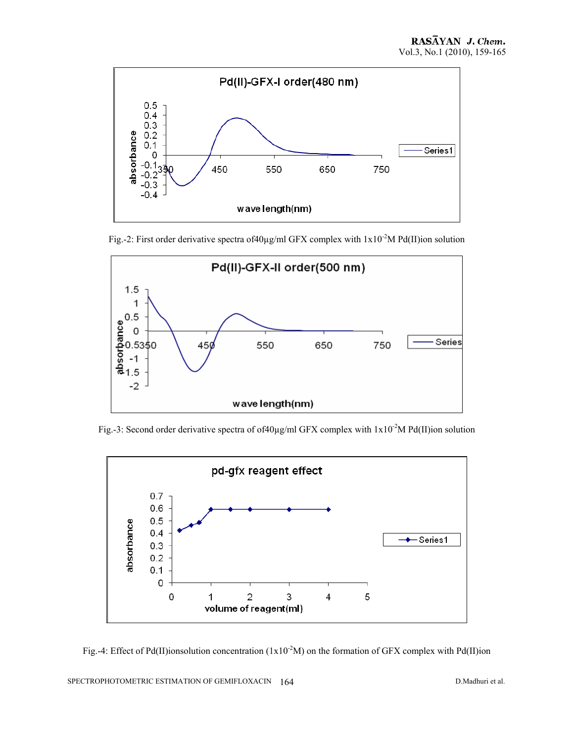Fig.-2: First order derivative spectra of40μg/ml GFX complex with $1x10^{-2}$M Pd(II)ion solution

Fig.-3: Second order derivative spectra of of40μg/ml GFX complex with $1x10^{-2}$M Pd(II)ion solution

Fig.-4: Effect of Pd(II)ionsolution concentration ($1x10^{-2}$M) on the formation of GFX complex with Pd(II)ion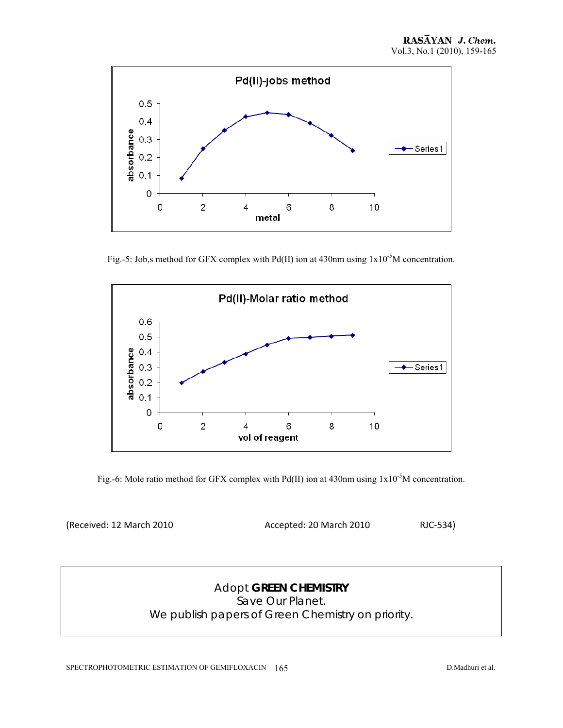Pd(II)-jobs method

absorbance

0.5
0.4
0.3
0.2
0.1
0

0 2 4 6 8 10

metal

Series1

Fig.-5: Job,s method for GFX complex with Pd(II) ion at 430nm using $1x10^{-5}$M concentration.

Pd(II)-Molar ratio method

absorbance

0.6
0.5
0.4
0.3
0.2
0.1
0

0 2 4 6 8 10

vol of reagent

Series1

Fig.-6: Mole ratio method for GFX complex with Pd(II) ion at 430nm using $1x10^{-5}$M concentration.

(Received: 12 March 2010 Accepted: 20 March 2010 RJC-534)

Adopt **GREEN CHEMISTRY**
Save Our Planet.
We publish papers of Green Chemistry on priority.